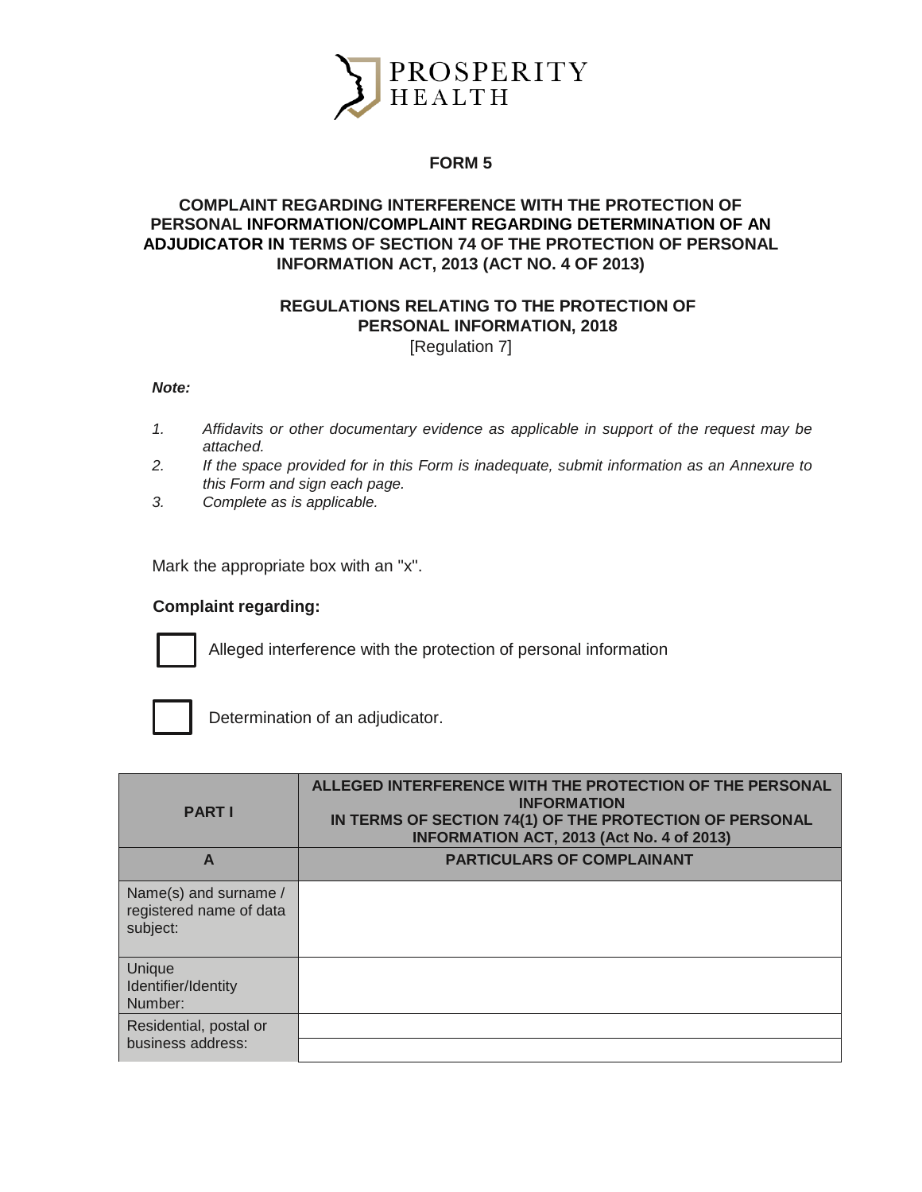PROSPERITY HEALTH

# FORM 5

## COMPLAINT REGARDING INTERFERENCE WITH THE PROTECTION OF PERSONAL INFORMATION/COMPLAINT REGARDING DETERMINATION OF AN ADJUDICATOR IN TERMS OF SECTION 74 OF THE PROTECTION OF PERSONAL INFORMATION ACT, 2013 (ACT NO. 4 OF 2013)

### REGULATIONS RELATING TO THE PROTECTION OF PERSONAL INFORMATION, 2018

[Regulation 7]

***Note:***

1. *Affidavits or other documentary evidence as applicable in support of the request may be attached.*
2. *If the space provided for in this Form is inadequate, submit information as an Annexure to this Form and sign each page.*
3. *Complete as is applicable.*

Mark the appropriate box with an "x".

**Complaint regarding:**

☐ Alleged interference with the protection of personal information

☐ Determination of an adjudicator.

| **PART I** | **ALLEGED INTERFERENCE WITH THE PROTECTION OF THE PERSONAL INFORMATION IN TERMS OF SECTION 74(1) OF THE PROTECTION OF PERSONAL INFORMATION ACT, 2013 (Act No. 4 of 2013)** |
|---|---|
| **A** | **PARTICULARS OF COMPLAINANT** |
| Name(s) and surname / registered name of data subject: | |
| Unique Identifier/Identity Number: | |
| Residential, postal or business address: | |
| | |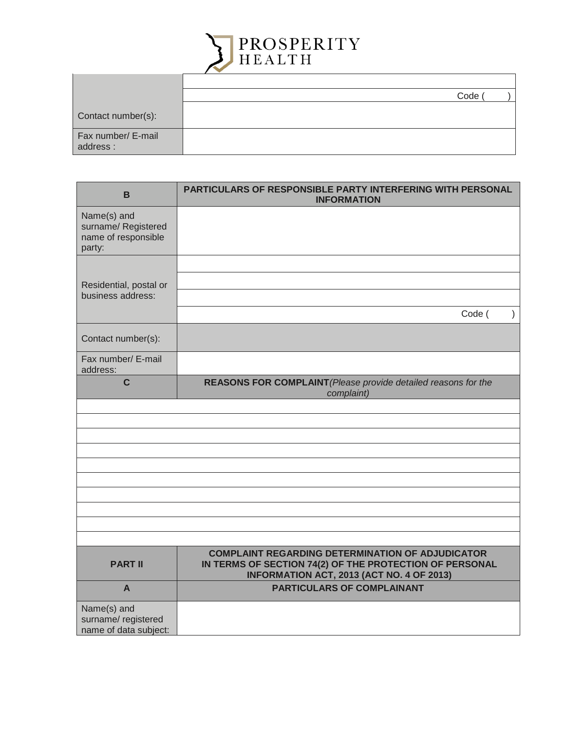**PROSPERITY HEALTH**

| | |
|---|---|
| | |
| | Code ( ) |
| Contact number(s): | |
| Fax number/ E-mail address : | |

| **B** | **PARTICULARS OF RESPONSIBLE PARTY INTERFERING WITH PERSONAL INFORMATION** |
|---|---|
| Name(s) and surname/ Registered name of responsible party: | |
| Residential, postal or business address: | |
| | |
| | |
| | Code ( ) |
| Contact number(s): | |
| Fax number/ E-mail address: | |
| **C** | **REASONS FOR COMPLAINT** *(Please provide detailed reasons for the complaint)* |
| | |
| | |
| | |
| | |
| | |
| | |
| | |
| | |
| | |
| | |
| **PART II** | **COMPLAINT REGARDING DETERMINATION OF ADJUDICATOR IN TERMS OF SECTION 74(2) OF THE PROTECTION OF PERSONAL INFORMATION ACT, 2013 (ACT NO. 4 OF 2013)** |
| **A** | **PARTICULARS OF COMPLAINANT** |
| Name(s) and surname/ registered name of data subject: | |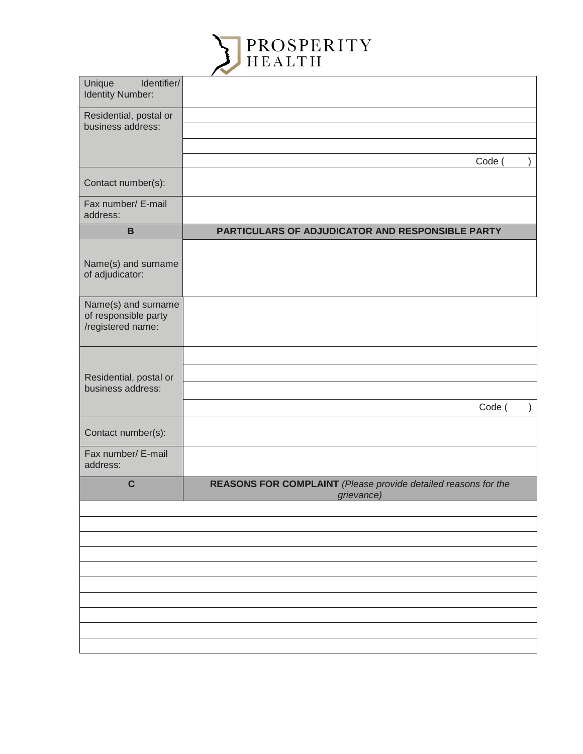| Unique Identifier/ Identity Number: | |
|---|---|
| Residential, postal or business address: | |
| | |
| | |
| | Code ( ) |
| Contact number(s): | |
| Fax number/ E-mail address: | |
| **B** | **PARTICULARS OF ADJUDICATOR AND RESPONSIBLE PARTY** |
| Name(s) and surname of adjudicator: | |
| Name(s) and surname of responsible party /registered name: | |
| Residential, postal or business address: | |
| | |
| | |
| | Code ( ) |
| Contact number(s): | |
| Fax number/ E-mail address: | |
| **C** | **REASONS FOR COMPLAINT** *(Please provide detailed reasons for the grievance)* |
| | |
| | |
| | |
| | |
| | |
| | |
| | |
| | |
| | |
| | |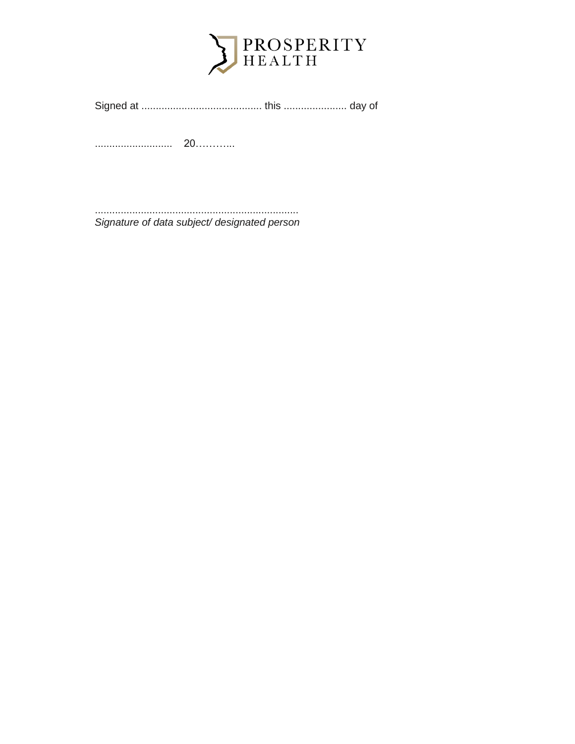PROSPERITY
HEALTH

Signed at .......................................... this ...................... day of

........................... 20………..

.......................................................................
*Signature of data subject/ designated person*